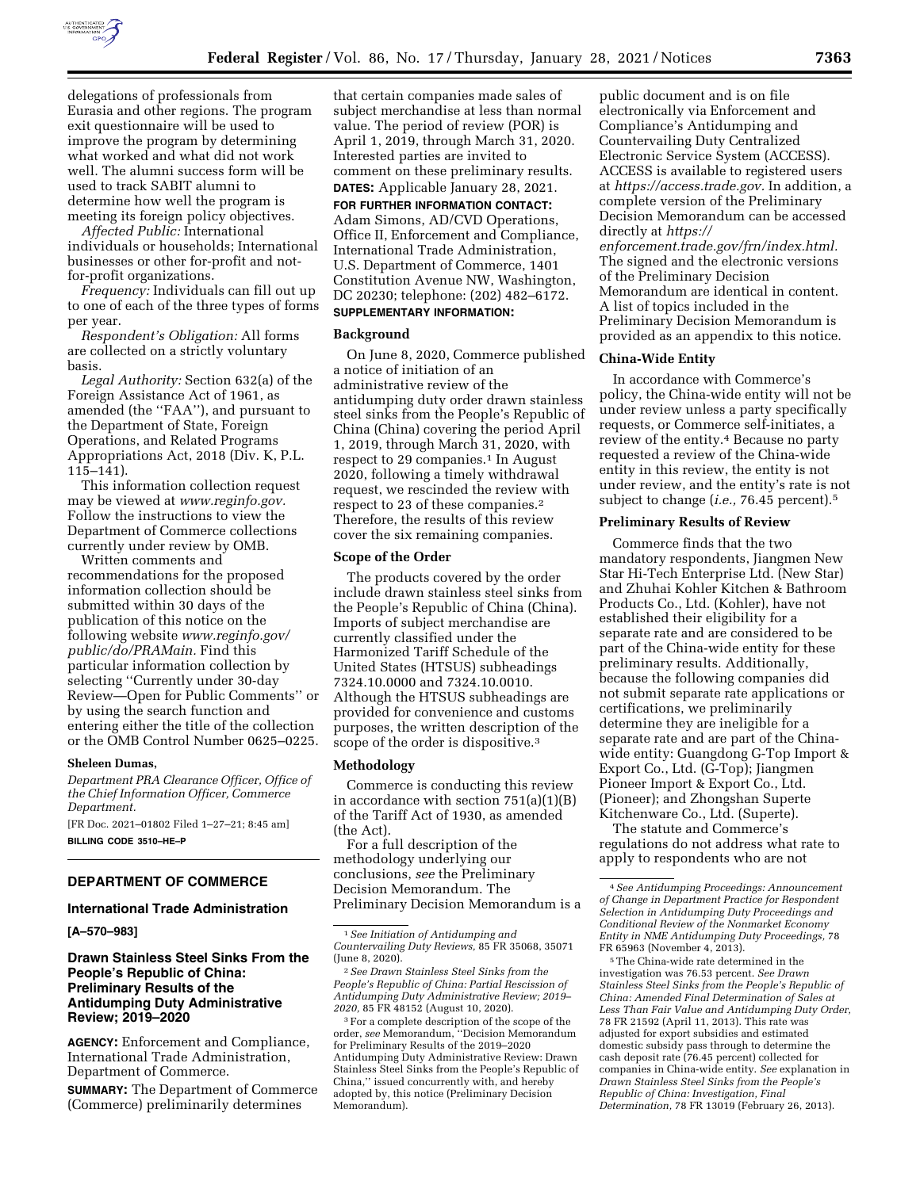delegations of professionals from Eurasia and other regions. The program exit questionnaire will be used to improve the program by determining what worked and what did not work well. The alumni success form will be used to track SABIT alumni to determine how well the program is meeting its foreign policy objectives.

*Affected Public:* International individuals or households; International businesses or other for-profit and not-for-profit organizations.

*Frequency:* Individuals can fill out up to one of each of the three types of forms per year.

*Respondent's Obligation:* All forms are collected on a strictly voluntary basis.

*Legal Authority:* Section 632(a) of the Foreign Assistance Act of 1961, as amended (the ''FAA''), and pursuant to the Department of State, Foreign Operations, and Related Programs Appropriations Act, 2018 (Div. K, P.L. 115–141).

This information collection request may be viewed at *www.reginfo.gov.* Follow the instructions to view the Department of Commerce collections currently under review by OMB.

Written comments and recommendations for the proposed information collection should be submitted within 30 days of the publication of this notice on the following website *www.reginfo.gov/public/do/PRAMain.* Find this particular information collection by selecting ''Currently under 30-day Review—Open for Public Comments'' or by using the search function and entering either the title of the collection or the OMB Control Number 0625–0225.

**Sheleen Dumas,**

*Department PRA Clearance Officer, Office of the Chief Information Officer, Commerce Department.*

[FR Doc. 2021–01802 Filed 1–27–21; 8:45 am]

**BILLING CODE 3510–HE–P**

## DEPARTMENT OF COMMERCE

### International Trade Administration

**[A–570–983]**

### Drawn Stainless Steel Sinks From the People's Republic of China: Preliminary Results of the Antidumping Duty Administrative Review; 2019–2020

**AGENCY:** Enforcement and Compliance, International Trade Administration, Department of Commerce.

**SUMMARY:** The Department of Commerce (Commerce) preliminarily determines that certain companies made sales of subject merchandise at less than normal value. The period of review (POR) is April 1, 2019, through March 31, 2020. Interested parties are invited to comment on these preliminary results.

**DATES:** Applicable January 28, 2021.

**FOR FURTHER INFORMATION CONTACT:** Adam Simons, AD/CVD Operations, Office II, Enforcement and Compliance, International Trade Administration, U.S. Department of Commerce, 1401 Constitution Avenue NW, Washington, DC 20230; telephone: (202) 482–6172.

**SUPPLEMENTARY INFORMATION:**

#### Background

On June 8, 2020, Commerce published a notice of initiation of an administrative review of the antidumping duty order drawn stainless steel sinks from the People's Republic of China (China) covering the period April 1, 2019, through March 31, 2020, with respect to 29 companies.[1] In August 2020, following a timely withdrawal request, we rescinded the review with respect to 23 of these companies.[2] Therefore, the results of this review cover the six remaining companies.

#### Scope of the Order

The products covered by the order include drawn stainless steel sinks from the People's Republic of China (China). Imports of subject merchandise are currently classified under the Harmonized Tariff Schedule of the United States (HTSUS) subheadings 7324.10.0000 and 7324.10.0010. Although the HTSUS subheadings are provided for convenience and customs purposes, the written description of the scope of the order is dispositive.[3]

#### Methodology

Commerce is conducting this review in accordance with section 751(a)(1)(B) of the Tariff Act of 1930, as amended (the Act).

For a full description of the methodology underlying our conclusions, *see* the Preliminary Decision Memorandum. The Preliminary Decision Memorandum is a public document and is on file electronically via Enforcement and Compliance's Antidumping and Countervailing Duty Centralized Electronic Service System (ACCESS). ACCESS is available to registered users at *https://access.trade.gov.* In addition, a complete version of the Preliminary Decision Memorandum can be accessed directly at *https://enforcement.trade.gov/frn/index.html.* The signed and the electronic versions of the Preliminary Decision Memorandum are identical in content. A list of topics included in the Preliminary Decision Memorandum is provided as an appendix to this notice.

#### China-Wide Entity

In accordance with Commerce's policy, the China-wide entity will not be under review unless a party specifically requests, or Commerce self-initiates, a review of the entity.[4] Because no party requested a review of the China-wide entity in this review, the entity is not under review, and the entity's rate is not subject to change (*i.e.,* 76.45 percent).[5]

#### Preliminary Results of Review

Commerce finds that the two mandatory respondents, Jiangmen New Star Hi-Tech Enterprise Ltd. (New Star) and Zhuhai Kohler Kitchen & Bathroom Products Co., Ltd. (Kohler), have not established their eligibility for a separate rate and are considered to be part of the China-wide entity for these preliminary results. Additionally, because the following companies did not submit separate rate applications or certifications, we preliminarily determine they are ineligible for a separate rate and are part of the China-wide entity: Guangdong G-Top Import & Export Co., Ltd. (G-Top); Jiangmen Pioneer Import & Export Co., Ltd. (Pioneer); and Zhongshan Superte Kitchenware Co., Ltd. (Superte).

The statute and Commerce's regulations do not address what rate to apply to respondents who are not

---

[1] *See Initiation of Antidumping and Countervailing Duty Reviews,* 85 FR 35068, 35071 (June 8, 2020).

[2] *See Drawn Stainless Steel Sinks from the People's Republic of China: Partial Rescission of Antidumping Duty Administrative Review; 2019–2020,* 85 FR 48152 (August 10, 2020).

[3] For a complete description of the scope of the order, *see* Memorandum, ''Decision Memorandum for Preliminary Results of the 2019–2020 Antidumping Duty Administrative Review: Drawn Stainless Steel Sinks from the People's Republic of China,'' issued concurrently with, and hereby adopted by, this notice (Preliminary Decision Memorandum).

[4] *See Antidumping Proceedings: Announcement of Change in Department Practice for Respondent Selection in Antidumping Duty Proceedings and Conditional Review of the Nonmarket Economy Entity in NME Antidumping Duty Proceedings,* 78 FR 65963 (November 4, 2013).

[5] The China-wide rate determined in the investigation was 76.53 percent. *See Drawn Stainless Steel Sinks from the People's Republic of China: Amended Final Determination of Sales at Less Than Fair Value and Antidumping Duty Order,* 78 FR 21592 (April 11, 2013). This rate was adjusted for export subsidies and estimated domestic subsidy pass through to determine the cash deposit rate (76.45 percent) collected for companies in China-wide entity. *See* explanation in *Drawn Stainless Steel Sinks from the People's Republic of China: Investigation, Final Determination,* 78 FR 13019 (February 26, 2013).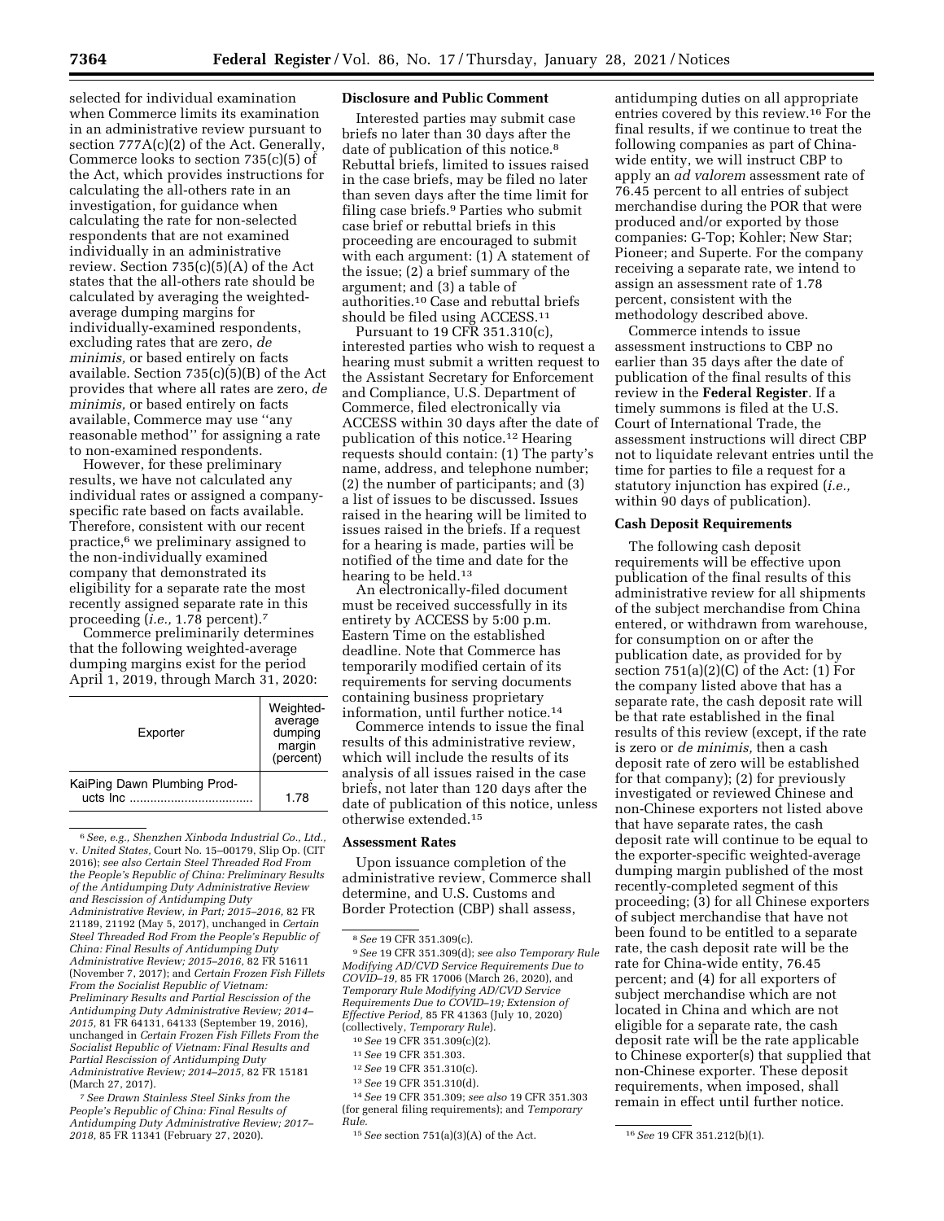selected for individual examination when Commerce limits its examination in an administrative review pursuant to section 777A(c)(2) of the Act. Generally, Commerce looks to section 735(c)(5) of the Act, which provides instructions for calculating the all-others rate in an investigation, for guidance when calculating the rate for non-selected respondents that are not examined individually in an administrative review. Section 735(c)(5)(A) of the Act states that the all-others rate should be calculated by averaging the weighted-average dumping margins for individually-examined respondents, excluding rates that are zero, *de minimis,* or based entirely on facts available. Section 735(c)(5)(B) of the Act provides that where all rates are zero, *de minimis,* or based entirely on facts available, Commerce may use ''any reasonable method'' for assigning a rate to non-examined respondents.

However, for these preliminary results, we have not calculated any individual rates or assigned a company-specific rate based on facts available. Therefore, consistent with our recent practice,[6] we preliminary assigned to the non-individually examined company that demonstrated its eligibility for a separate rate the most recently assigned separate rate in this proceeding (*i.e.,* 1.78 percent).[7]

Commerce preliminarily determines that the following weighted-average dumping margins exist for the period April 1, 2019, through March 31, 2020:

| Exporter | Weighted-average dumping margin (percent) |
|---|---|
| KaiPing Dawn Plumbing Products Inc | 1.78 |

[6] *See, e.g., Shenzhen Xinboda Industrial Co., Ltd.,* v. *United States,* Court No. 15–00179, Slip Op. (CIT 2016); *see also Certain Steel Threaded Rod From the People's Republic of China: Preliminary Results of the Antidumping Duty Administrative Review and Rescission of Antidumping Duty Administrative Review, in Part; 2015–2016,* 82 FR 21189, 21192 (May 5, 2017), unchanged in *Certain Steel Threaded Rod From the People's Republic of China: Final Results of Antidumping Duty Administrative Review; 2015–2016,* 82 FR 51611 (November 7, 2017); and *Certain Frozen Fish Fillets From the Socialist Republic of Vietnam: Preliminary Results and Partial Rescission of the Antidumping Duty Administrative Review; 2014–2015,* 81 FR 64131, 64133 (September 19, 2016), unchanged in *Certain Frozen Fish Fillets From the Socialist Republic of Vietnam: Final Results and Partial Rescission of Antidumping Duty Administrative Review; 2014–2015,* 82 FR 15181 (March 27, 2017).

[7] *See Drawn Stainless Steel Sinks from the People's Republic of China: Final Results of Antidumping Duty Administrative Review; 2017–2018,* 85 FR 11341 (February 27, 2020).

## Disclosure and Public Comment

Interested parties may submit case briefs no later than 30 days after the date of publication of this notice.[8] Rebuttal briefs, limited to issues raised in the case briefs, may be filed no later than seven days after the time limit for filing case briefs.[9] Parties who submit case brief or rebuttal briefs in this proceeding are encouraged to submit with each argument: (1) A statement of the issue; (2) a brief summary of the argument; and (3) a table of authorities.[10] Case and rebuttal briefs should be filed using ACCESS.[11]

Pursuant to 19 CFR 351.310(c), interested parties who wish to request a hearing must submit a written request to the Assistant Secretary for Enforcement and Compliance, U.S. Department of Commerce, filed electronically via ACCESS within 30 days after the date of publication of this notice.[12] Hearing requests should contain: (1) The party's name, address, and telephone number; (2) the number of participants; and (3) a list of issues to be discussed. Issues raised in the hearing will be limited to issues raised in the briefs. If a request for a hearing is made, parties will be notified of the time and date for the hearing to be held.[13]

An electronically-filed document must be received successfully in its entirety by ACCESS by 5:00 p.m. Eastern Time on the established deadline. Note that Commerce has temporarily modified certain of its requirements for serving documents containing business proprietary information, until further notice.[14]

Commerce intends to issue the final results of this administrative review, which will include the results of its analysis of all issues raised in the case briefs, not later than 120 days after the date of publication of this notice, unless otherwise extended.[15]

## Assessment Rates

Upon issuance completion of the administrative review, Commerce shall determine, and U.S. Customs and Border Protection (CBP) shall assess, antidumping duties on all appropriate entries covered by this review.[16] For the final results, if we continue to treat the following companies as part of China-wide entity, we will instruct CBP to apply an *ad valorem* assessment rate of 76.45 percent to all entries of subject merchandise during the POR that were produced and/or exported by those companies: G-Top; Kohler; New Star; Pioneer; and Superte. For the company receiving a separate rate, we intend to assign an assessment rate of 1.78 percent, consistent with the methodology described above.

Commerce intends to issue assessment instructions to CBP no earlier than 35 days after the date of publication of the final results of this review in the **Federal Register**. If a timely summons is filed at the U.S. Court of International Trade, the assessment instructions will direct CBP not to liquidate relevant entries until the time for parties to file a request for a statutory injunction has expired (*i.e.,* within 90 days of publication).

## Cash Deposit Requirements

The following cash deposit requirements will be effective upon publication of the final results of this administrative review for all shipments of the subject merchandise from China entered, or withdrawn from warehouse, for consumption on or after the publication date, as provided for by section 751(a)(2)(C) of the Act: (1) For the company listed above that has a separate rate, the cash deposit rate will be that rate established in the final results of this review (except, if the rate is zero or *de minimis,* then a cash deposit rate of zero will be established for that company); (2) for previously investigated or reviewed Chinese and non-Chinese exporters not listed above that have separate rates, the cash deposit rate will continue to be equal to the exporter-specific weighted-average dumping margin published of the most recently-completed segment of this proceeding; (3) for all Chinese exporters of subject merchandise that have not been found to be entitled to a separate rate, the cash deposit rate will be the rate for China-wide entity, 76.45 percent; and (4) for all exporters of subject merchandise which are not located in China and which are not eligible for a separate rate, the cash deposit rate will be the rate applicable to Chinese exporter(s) that supplied that non-Chinese exporter. These deposit requirements, when imposed, shall remain in effect until further notice.

[8] *See* 19 CFR 351.309(c).

[9] *See* 19 CFR 351.309(d); *see also Temporary Rule Modifying AD/CVD Service Requirements Due to COVID–19,* 85 FR 17006 (March 26, 2020), and *Temporary Rule Modifying AD/CVD Service Requirements Due to COVID–19; Extension of Effective Period,* 85 FR 41363 (July 10, 2020) (collectively, *Temporary Rule*).

[10] *See* 19 CFR 351.309(c)(2).

[11] *See* 19 CFR 351.303.

[12] *See* 19 CFR 351.310(c).

[13] *See* 19 CFR 351.310(d).

[14] *See* 19 CFR 351.309; *see also* 19 CFR 351.303 (for general filing requirements); and *Temporary Rule.*

[15] *See* section 751(a)(3)(A) of the Act.

[16] *See* 19 CFR 351.212(b)(1).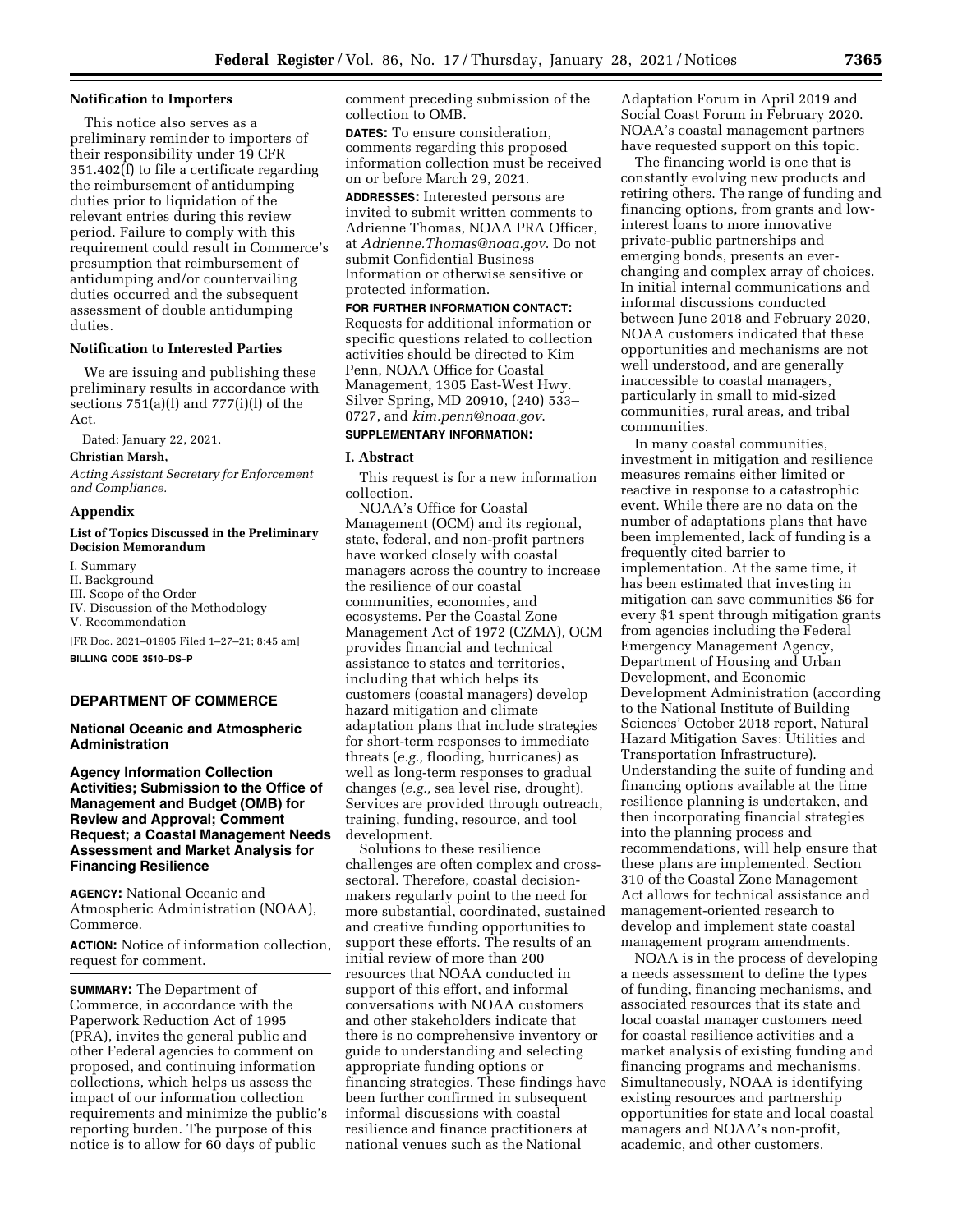**Notification to Importers**

This notice also serves as a preliminary reminder to importers of their responsibility under 19 CFR 351.402(f) to file a certificate regarding the reimbursement of antidumping duties prior to liquidation of the relevant entries during this review period. Failure to comply with this requirement could result in Commerce's presumption that reimbursement of antidumping and/or countervailing duties occurred and the subsequent assessment of double antidumping duties.

**Notification to Interested Parties**

We are issuing and publishing these preliminary results in accordance with sections 751(a)(l) and 777(i)(l) of the Act.

Dated: January 22, 2021.

**Christian Marsh,**

*Acting Assistant Secretary for Enforcement and Compliance.*

**Appendix**

**List of Topics Discussed in the Preliminary Decision Memorandum**

I. Summary
II. Background
III. Scope of the Order
IV. Discussion of the Methodology
V. Recommendation

[FR Doc. 2021–01905 Filed 1–27–21; 8:45 am]

**BILLING CODE 3510–DS–P**

---

## DEPARTMENT OF COMMERCE

### National Oceanic and Atmospheric Administration

### Agency Information Collection Activities; Submission to the Office of Management and Budget (OMB) for Review and Approval; Comment Request; a Coastal Management Needs Assessment and Market Analysis for Financing Resilience

**AGENCY:** National Oceanic and Atmospheric Administration (NOAA), Commerce.

**ACTION:** Notice of information collection, request for comment.

**SUMMARY:** The Department of Commerce, in accordance with the Paperwork Reduction Act of 1995 (PRA), invites the general public and other Federal agencies to comment on proposed, and continuing information collections, which helps us assess the impact of our information collection requirements and minimize the public's reporting burden. The purpose of this notice is to allow for 60 days of public comment preceding submission of the collection to OMB.

**DATES:** To ensure consideration, comments regarding this proposed information collection must be received on or before March 29, 2021.

**ADDRESSES:** Interested persons are invited to submit written comments to Adrienne Thomas, NOAA PRA Officer, at *Adrienne.Thomas@noaa.gov*. Do not submit Confidential Business Information or otherwise sensitive or protected information.

**FOR FURTHER INFORMATION CONTACT:** Requests for additional information or specific questions related to collection activities should be directed to Kim Penn, NOAA Office for Coastal Management, 1305 East-West Hwy. Silver Spring, MD 20910, (240) 533–0727, and *kim.penn@noaa.gov*.

**SUPPLEMENTARY INFORMATION:**

**I. Abstract**

This request is for a new information collection.

NOAA's Office for Coastal Management (OCM) and its regional, state, federal, and non-profit partners have worked closely with coastal managers across the country to increase the resilience of our coastal communities, economies, and ecosystems. Per the Coastal Zone Management Act of 1972 (CZMA), OCM provides financial and technical assistance to states and territories, including that which helps its customers (coastal managers) develop hazard mitigation and climate adaptation plans that include strategies for short-term responses to immediate threats (*e.g.,* flooding, hurricanes) as well as long-term responses to gradual changes (*e.g.,* sea level rise, drought). Services are provided through outreach, training, funding, resource, and tool development.

Solutions to these resilience challenges are often complex and cross-sectoral. Therefore, coastal decision-makers regularly point to the need for more substantial, coordinated, sustained and creative funding opportunities to support these efforts. The results of an initial review of more than 200 resources that NOAA conducted in support of this effort, and informal conversations with NOAA customers and other stakeholders indicate that there is no comprehensive inventory or guide to understanding and selecting appropriate funding options or financing strategies. These findings have been further confirmed in subsequent informal discussions with coastal resilience and finance practitioners at national venues such as the National Adaptation Forum in April 2019 and Social Coast Forum in February 2020. NOAA's coastal management partners have requested support on this topic.

The financing world is one that is constantly evolving new products and retiring others. The range of funding and financing options, from grants and low-interest loans to more innovative private-public partnerships and emerging bonds, presents an ever-changing and complex array of choices. In initial internal communications and informal discussions conducted between June 2018 and February 2020, NOAA customers indicated that these opportunities and mechanisms are not well understood, and are generally inaccessible to coastal managers, particularly in small to mid-sized communities, rural areas, and tribal communities.

In many coastal communities, investment in mitigation and resilience measures remains either limited or reactive in response to a catastrophic event. While there are no data on the number of adaptations plans that have been implemented, lack of funding is a frequently cited barrier to implementation. At the same time, it has been estimated that investing in mitigation can save communities $6 for every $1 spent through mitigation grants from agencies including the Federal Emergency Management Agency, Department of Housing and Urban Development, and Economic Development Administration (according to the National Institute of Building Sciences' October 2018 report, Natural Hazard Mitigation Saves: Utilities and Transportation Infrastructure). Understanding the suite of funding and financing options available at the time resilience planning is undertaken, and then incorporating financial strategies into the planning process and recommendations, will help ensure that these plans are implemented. Section 310 of the Coastal Zone Management Act allows for technical assistance and management-oriented research to develop and implement state coastal management program amendments.

NOAA is in the process of developing a needs assessment to define the types of funding, financing mechanisms, and associated resources that its state and local coastal manager customers need for coastal resilience activities and a market analysis of existing funding and financing programs and mechanisms. Simultaneously, NOAA is identifying existing resources and partnership opportunities for state and local coastal managers and NOAA's non-profit, academic, and other customers.